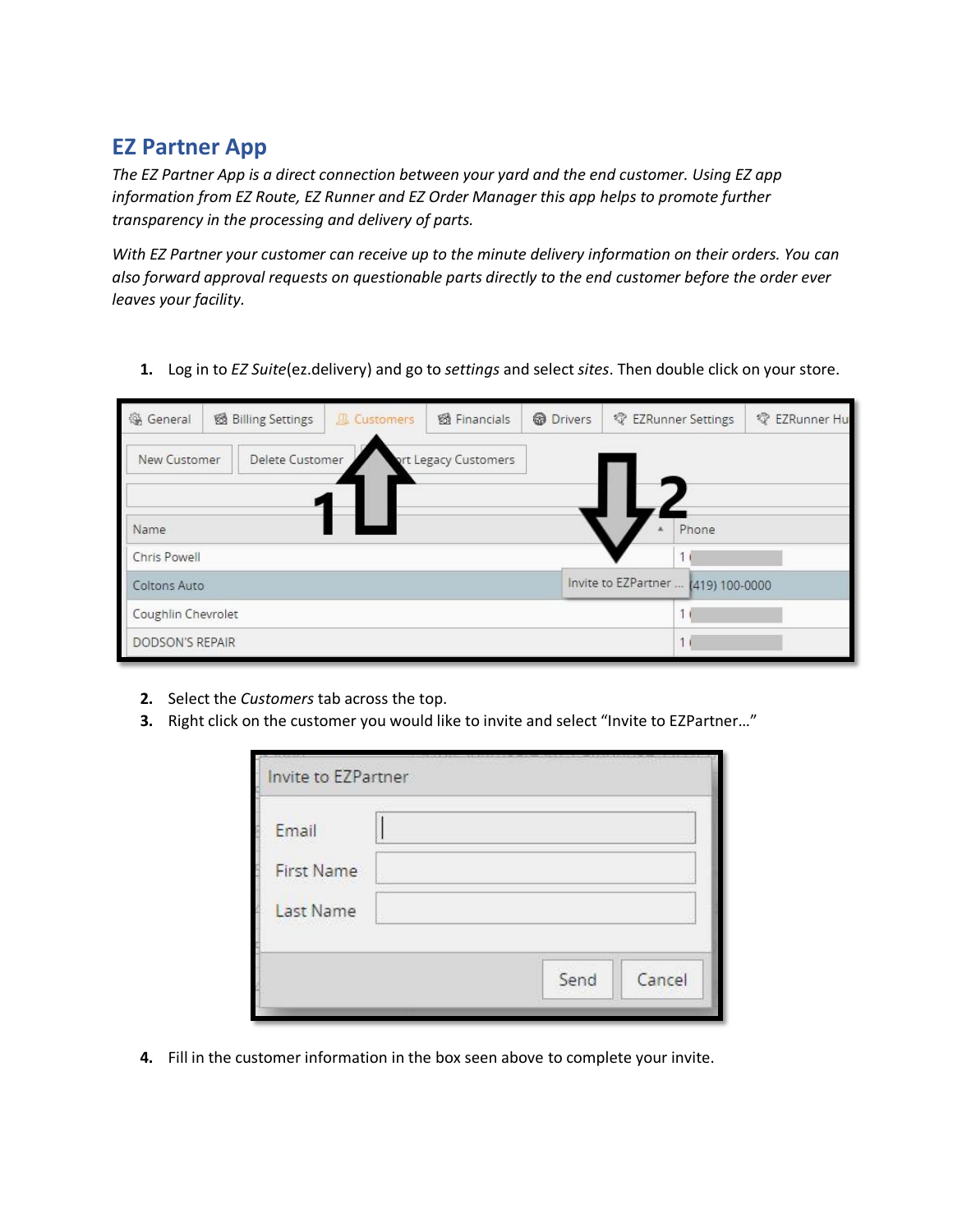## EZ Partner App

*The EZ Partner App is a direct connection between your yard and the end customer. Using EZ app information from EZ Route, EZ Runner and EZ Order Manager this app helps to promote further transparency in the processing and delivery of parts.*

*With EZ Partner your customer can receive up to the minute delivery information on their orders. You can also forward approval requests on questionable parts directly to the end customer before the order ever leaves your facility.*

1. Log in to *EZ Suite*(ez.delivery) and go to *settings* and select *sites*. Then double click on your store.

2. Select the *Customers* tab across the top.
3. Right click on the customer you would like to invite and select "Invite to EZPartner…"

4. Fill in the customer information in the box seen above to complete your invite.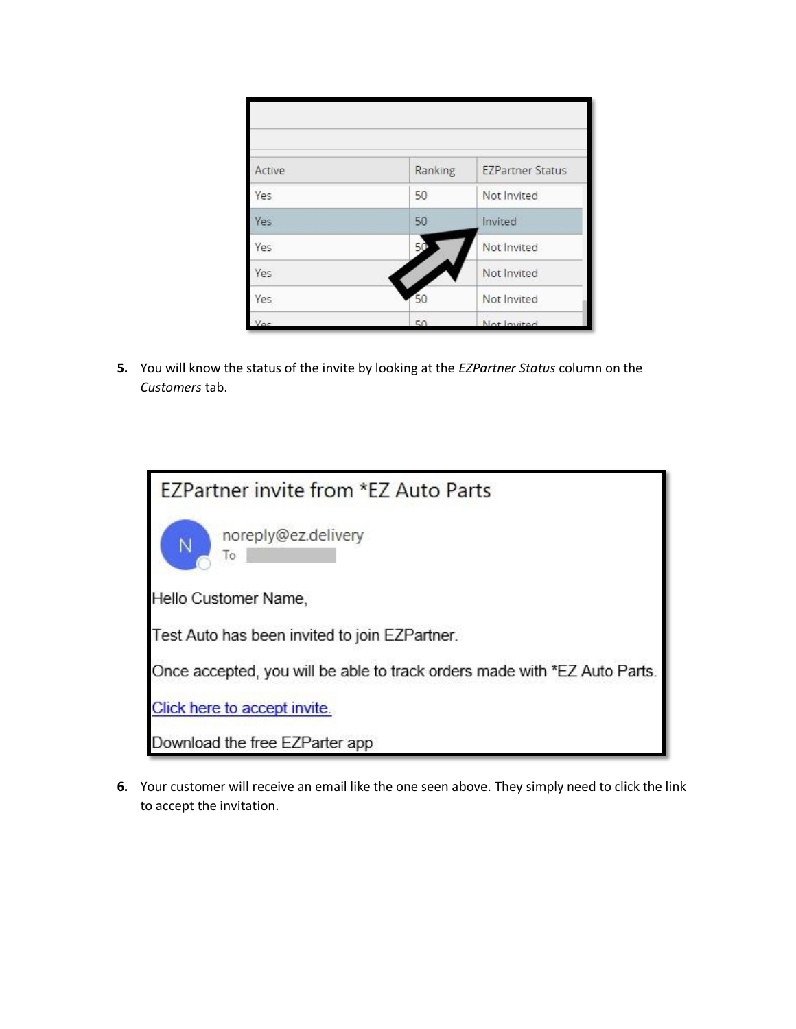| Active | Ranking | EZPartner Status |
|---|---|---|
| Yes | 50 | Not Invited |
| Yes | 50 | Invited |
| Yes | 50 | Not Invited |
| Yes | | Not Invited |
| Yes | 50 | Not Invited |
| Yes | 50 | Not Invited |

5. You will know the status of the invite by looking at the *EZPartner Status* column on the *Customers* tab.

**EZPartner invite from *EZ Auto Parts**

noreply@ez.delivery
To

Hello Customer Name,

Test Auto has been invited to join EZPartner.

Once accepted, you will be able to track orders made with *EZ Auto Parts.

Click here to accept invite.

Download the free EZParter app

6. Your customer will receive an email like the one seen above. They simply need to click the link to accept the invitation.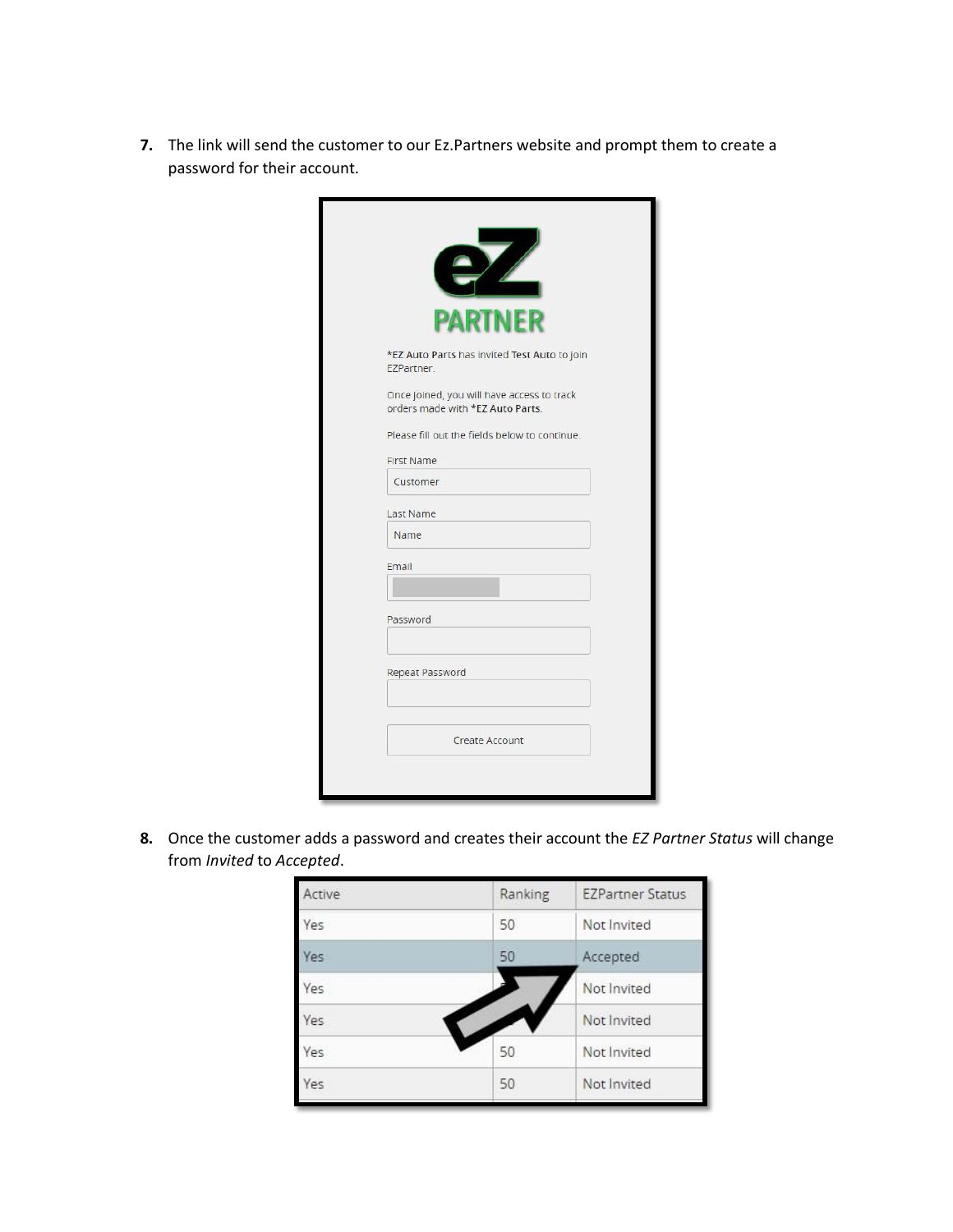7. The link will send the customer to our Ez.Partners website and prompt them to create a password for their account.

eZ PARTNER

*EZ Auto Parts has invited Test Auto to join EZPartner.

Once joined, you will have access to track orders made with *EZ Auto Parts.

Please fill out the fields below to continue.

First Name: Customer

Last Name: Name

Email

Password

Repeat Password

Create Account

8. Once the customer adds a password and creates their account the *EZ Partner Status* will change from *Invited* to *Accepted*.

| Active | Ranking | EZPartner Status |
|---|---|---|
| Yes | 50 | Not Invited |
| Yes | 50 | Accepted |
| Yes | | Not Invited |
| Yes | | Not Invited |
| Yes | 50 | Not Invited |
| Yes | 50 | Not Invited |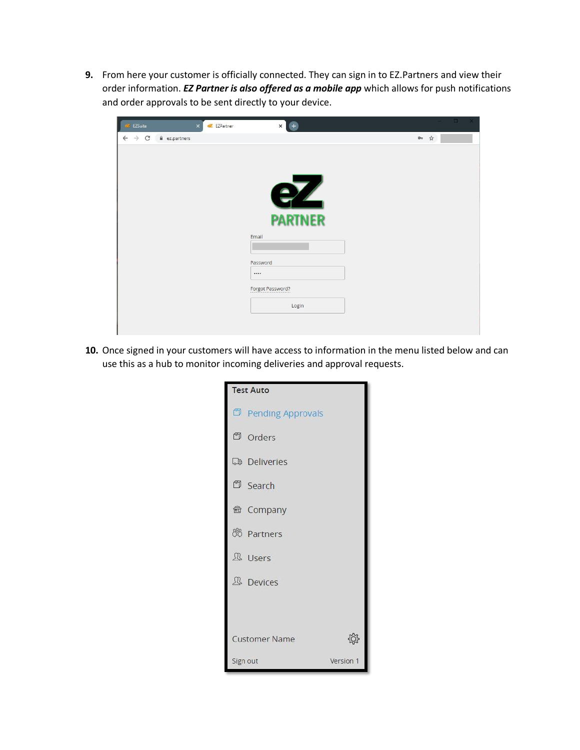9. From here your customer is officially connected. They can sign in to EZ.Partners and view their order information. ***EZ Partner is also offered as a mobile app*** which allows for push notifications and order approvals to be sent directly to your device.

10. Once signed in your customers will have access to information in the menu listed below and can use this as a hub to monitor incoming deliveries and approval requests.